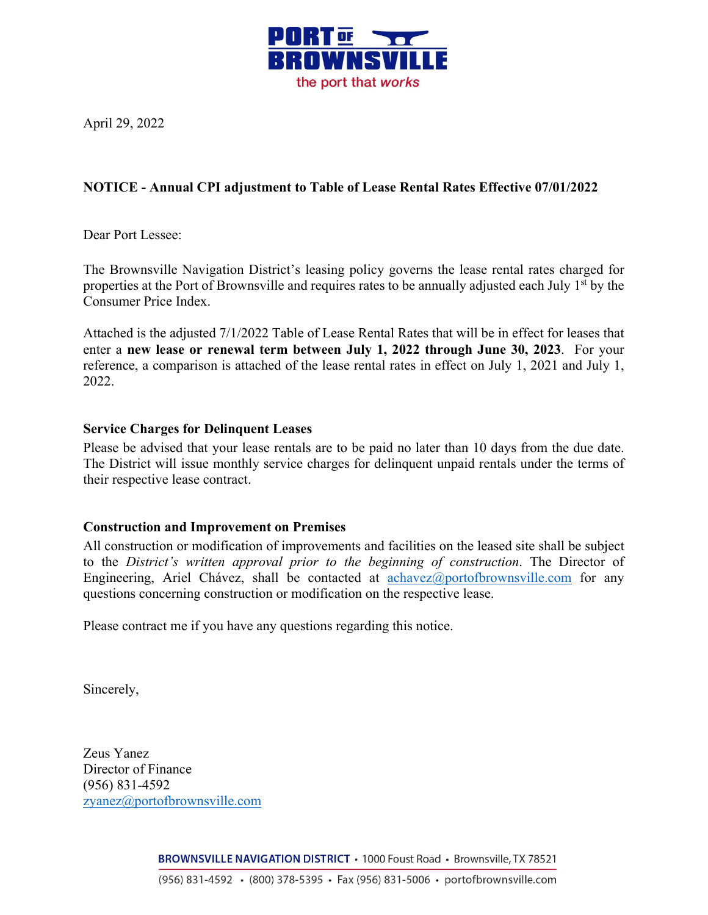April 29, 2022

**NOTICE - Annual CPI adjustment to Table of Lease Rental Rates Effective 07/01/2022**

Dear Port Lessee:

The Brownsville Navigation District's leasing policy governs the lease rental rates charged for properties at the Port of Brownsville and requires rates to be annually adjusted each July 1st by the Consumer Price Index.

Attached is the adjusted 7/1/2022 Table of Lease Rental Rates that will be in effect for leases that enter a **new lease or renewal term between July 1, 2022 through June 30, 2023**. For your reference, a comparison is attached of the lease rental rates in effect on July 1, 2021 and July 1, 2022.

**Service Charges for Delinquent Leases**

Please be advised that your lease rentals are to be paid no later than 10 days from the due date. The District will issue monthly service charges for delinquent unpaid rentals under the terms of their respective lease contract.

**Construction and Improvement on Premises**

All construction or modification of improvements and facilities on the leased site shall be subject to the *District's written approval prior to the beginning of construction*. The Director of Engineering, Ariel Chávez, shall be contacted at achavez@portofbrownsville.com for any questions concerning construction or modification on the respective lease.

Please contract me if you have any questions regarding this notice.

Sincerely,

Zeus Yanez
Director of Finance
(956) 831-4592
zyanez@portofbrownsville.com

**BROWNSVILLE NAVIGATION DISTRICT** • 1000 Foust Road • Brownsville, TX 78521
(956) 831-4592 • (800) 378-5395 • Fax (956) 831-5006 • portofbrownsville.com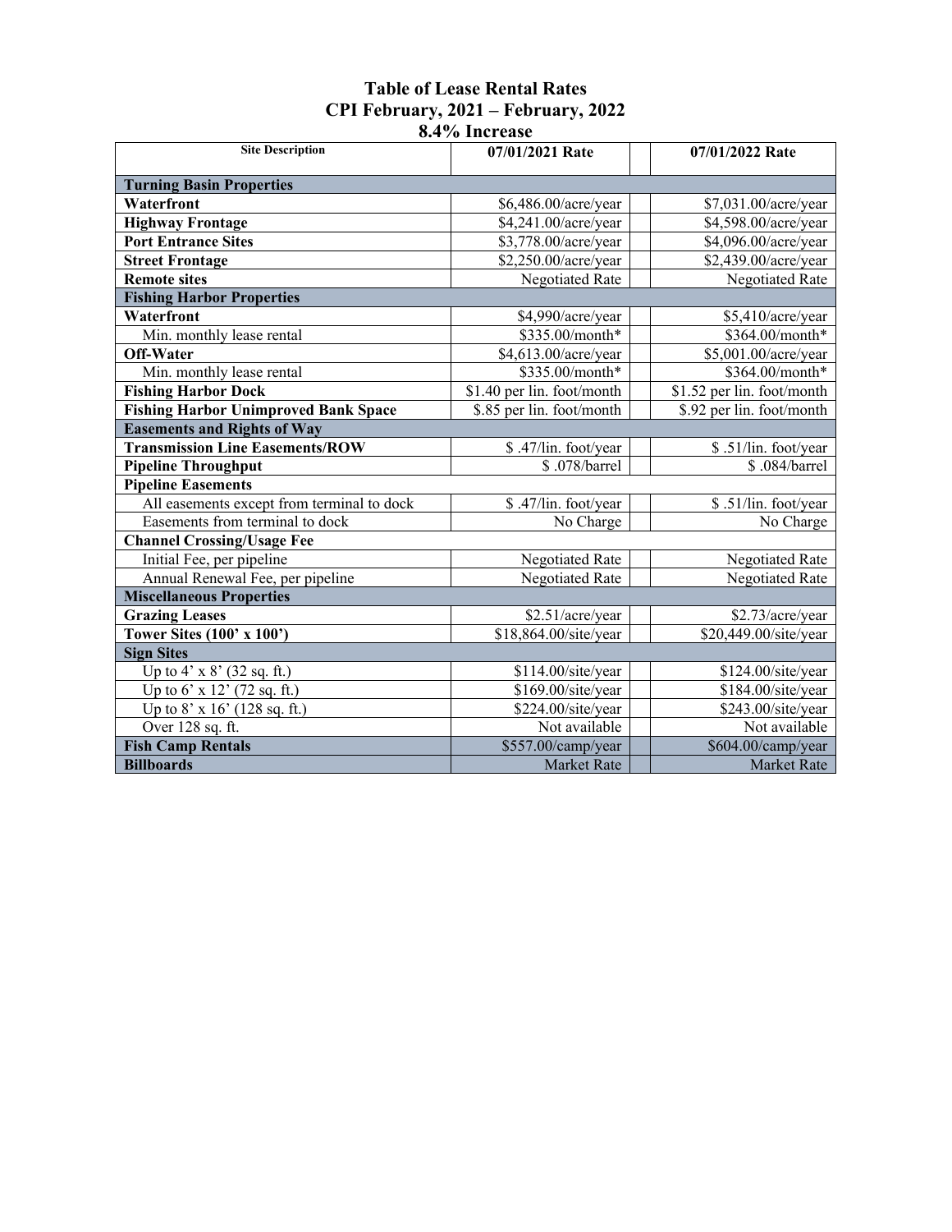# Table of Lease Rental Rates
## CPI February, 2021 – February, 2022
## 8.4% Increase

| Site Description | 07/01/2021 Rate | | 07/01/2022 Rate |
|---|---|---|---|
| **Turning Basin Properties** | | | |
| **Waterfront** | $6,486.00/acre/year | | $7,031.00/acre/year |
| **Highway Frontage** | $4,241.00/acre/year | | $4,598.00/acre/year |
| **Port Entrance Sites** | $3,778.00/acre/year | | $4,096.00/acre/year |
| **Street Frontage** | $2,250.00/acre/year | | $2,439.00/acre/year |
| **Remote sites** | Negotiated Rate | | Negotiated Rate |
| **Fishing Harbor Properties** | | | |
| **Waterfront** | $4,990/acre/year | | $5,410/acre/year |
| Min. monthly lease rental | $335.00/month* | | $364.00/month* |
| **Off-Water** | $4,613.00/acre/year | | $5,001.00/acre/year |
| Min. monthly lease rental | $335.00/month* | | $364.00/month* |
| **Fishing Harbor Dock** | $1.40 per lin. foot/month | | $1.52 per lin. foot/month |
| **Fishing Harbor Unimproved Bank Space** | $.85 per lin. foot/month | | $.92 per lin. foot/month |
| **Easements and Rights of Way** | | | |
| **Transmission Line Easements/ROW** | $ .47/lin. foot/year | | $ .51/lin. foot/year |
| **Pipeline Throughput** | $ .078/barrel | | $ .084/barrel |
| **Pipeline Easements** | | | |
| All easements except from terminal to dock | $ .47/lin. foot/year | | $ .51/lin. foot/year |
| Easements from terminal to dock | No Charge | | No Charge |
| **Channel Crossing/Usage Fee** | | | |
| Initial Fee, per pipeline | Negotiated Rate | | Negotiated Rate |
| Annual Renewal Fee, per pipeline | Negotiated Rate | | Negotiated Rate |
| **Miscellaneous Properties** | | | |
| **Grazing Leases** | $2.51/acre/year | | $2.73/acre/year |
| **Tower Sites (100' x 100')** | $18,864.00/site/year | | $20,449.00/site/year |
| **Sign Sites** | | | |
| Up to 4' x 8' (32 sq. ft.) | $114.00/site/year | | $124.00/site/year |
| Up to 6' x 12' (72 sq. ft.) | $169.00/site/year | | $184.00/site/year |
| Up to 8' x 16' (128 sq. ft.) | $224.00/site/year | | $243.00/site/year |
| Over 128 sq. ft. | Not available | | Not available |
| **Fish Camp Rentals** | $557.00/camp/year | | $604.00/camp/year |
| **Billboards** | Market Rate | | Market Rate |